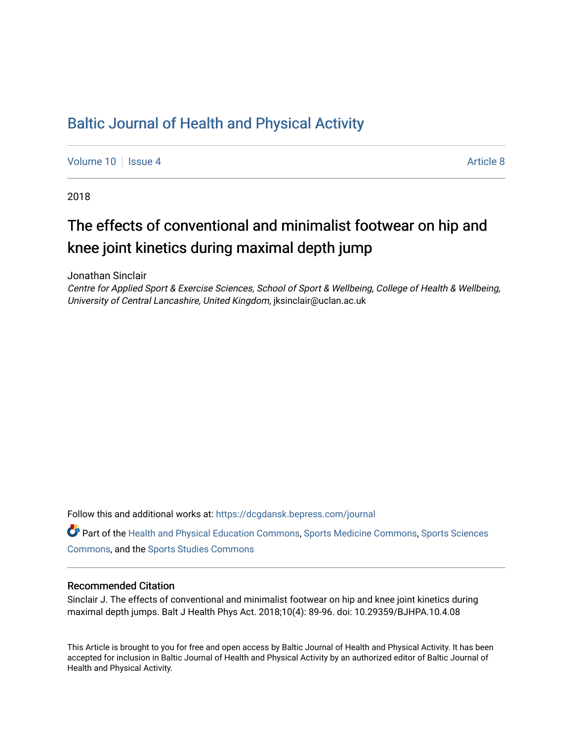# Baltic Journal of Health and Physical Activity

Volume 10 | Issue 4 Article 8

2018

## The effects of conventional and minimalist footwear on hip and knee joint kinetics during maximal depth jump

Jonathan Sinclair
*Centre for Applied Sport & Exercise Sciences, School of Sport & Wellbeing, College of Health & Wellbeing, University of Central Lancashire, United Kingdom*, jksinclair@uclan.ac.uk

Follow this and additional works at: https://dcgdansk.bepress.com/journal

Part of the Health and Physical Education Commons, Sports Medicine Commons, Sports Sciences Commons, and the Sports Studies Commons

### Recommended Citation

Sinclair J. The effects of conventional and minimalist footwear on hip and knee joint kinetics during maximal depth jumps. Balt J Health Phys Act. 2018;10(4): 89-96. doi: 10.29359/BJHPA.10.4.08

This Article is brought to you for free and open access by Baltic Journal of Health and Physical Activity. It has been accepted for inclusion in Baltic Journal of Health and Physical Activity by an authorized editor of Baltic Journal of Health and Physical Activity.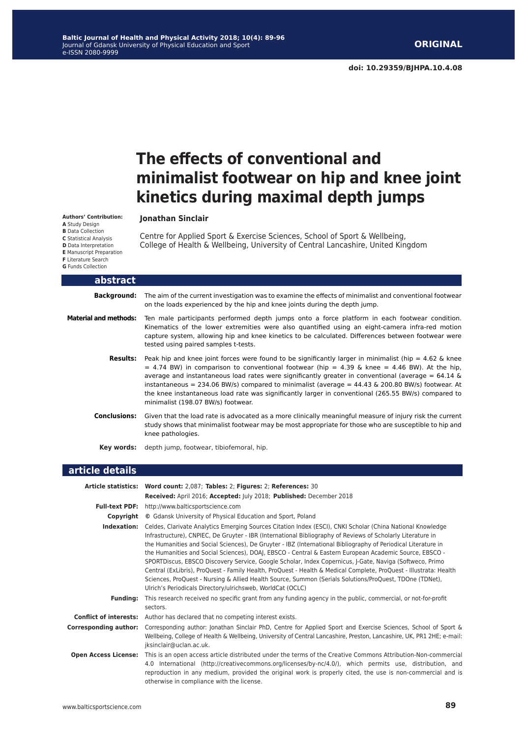**doi: 10.29359/BJHPA.10.4.08**

# The effects of conventional and minimalist footwear on hip and knee joint kinetics during maximal depth jumps

**Authors' Contribution:**
**A** Study Design
**B** Data Collection
**C** Statistical Analysis
**D** Data Interpretation
**E** Manuscript Preparation
**F** Literature Search
**G** Funds Collection

**Jonathan Sinclair**

Centre for Applied Sport & Exercise Sciences, School of Sport & Wellbeing, College of Health & Wellbeing, University of Central Lancashire, United Kingdom

## abstract

**Background:** The aim of the current investigation was to examine the effects of minimalist and conventional footwear on the loads experienced by the hip and knee joints during the depth jump.

**Material and methods:** Ten male participants performed depth jumps onto a force platform in each footwear condition. Kinematics of the lower extremities were also quantified using an eight-camera infra-red motion capture system, allowing hip and knee kinetics to be calculated. Differences between footwear were tested using paired samples t-tests.

**Results:** Peak hip and knee joint forces were found to be significantly larger in minimalist (hip = 4.62 & knee = 4.74 BW) in comparison to conventional footwear (hip = 4.39 & knee = 4.46 BW). At the hip, average and instantaneous load rates were significantly greater in conventional (average = 64.14 & instantaneous = 234.06 BW/s) compared to minimalist (average = 44.43 & 200.80 BW/s) footwear. At the knee instantaneous load rate was significantly larger in conventional (265.55 BW/s) compared to minimalist (198.07 BW/s) footwear.

**Conclusions:** Given that the load rate is advocated as a more clinically meaningful measure of injury risk the current study shows that minimalist footwear may be most appropriate for those who are susceptible to hip and knee pathologies.

**Key words:** depth jump, footwear, tibiofemoral, hip.

## article details

**Article statistics:** **Word count:** 2,087; **Tables:** 2; **Figures:** 2; **References:** 30
**Received:** April 2016; **Accepted:** July 2018; **Published:** December 2018

**Full-text PDF:** http://www.balticsportscience.com

**Copyright** © Gdansk University of Physical Education and Sport, Poland

**Indexation:** Celdes, Clarivate Analytics Emerging Sources Citation Index (ESCI), CNKI Scholar (China National Knowledge Infrastructure), CNPIEC, De Gruyter - IBR (International Bibliography of Reviews of Scholarly Literature in the Humanities and Social Sciences), De Gruyter - IBZ (International Bibliography of Periodical Literature in the Humanities and Social Sciences), DOAJ, EBSCO - Central & Eastern European Academic Source, EBSCO - SPORTDiscus, EBSCO Discovery Service, Google Scholar, Index Copernicus, J-Gate, Naviga (Softweco, Primo Central (ExLibris), ProQuest - Family Health, ProQuest - Health & Medical Complete, ProQuest - Illustrata: Health Sciences, ProQuest - Nursing & Allied Health Source, Summon (Serials Solutions/ProQuest, TDOne (TDNet), Ulrich's Periodicals Directory/ulrichsweb, WorldCat (OCLC)

**Funding:** This research received no specific grant from any funding agency in the public, commercial, or not-for-profit sectors.

**Conflict of interests:** Author has declared that no competing interest exists.

**Corresponding author:** Corresponding author: Jonathan Sinclair PhD, Centre for Applied Sport and Exercise Sciences, School of Sport & Wellbeing, College of Health & Wellbeing, University of Central Lancashire, Preston, Lancashire, UK, PR1 2HE; e-mail: jksinclair@uclan.ac.uk.

**Open Access License:** This is an open access article distributed under the terms of the Creative Commons Attribution-Non-commercial 4.0 International (http://creativecommons.org/licenses/by-nc/4.0/), which permits use, distribution, and reproduction in any medium, provided the original work is properly cited, the use is non-commercial and is otherwise in compliance with the license.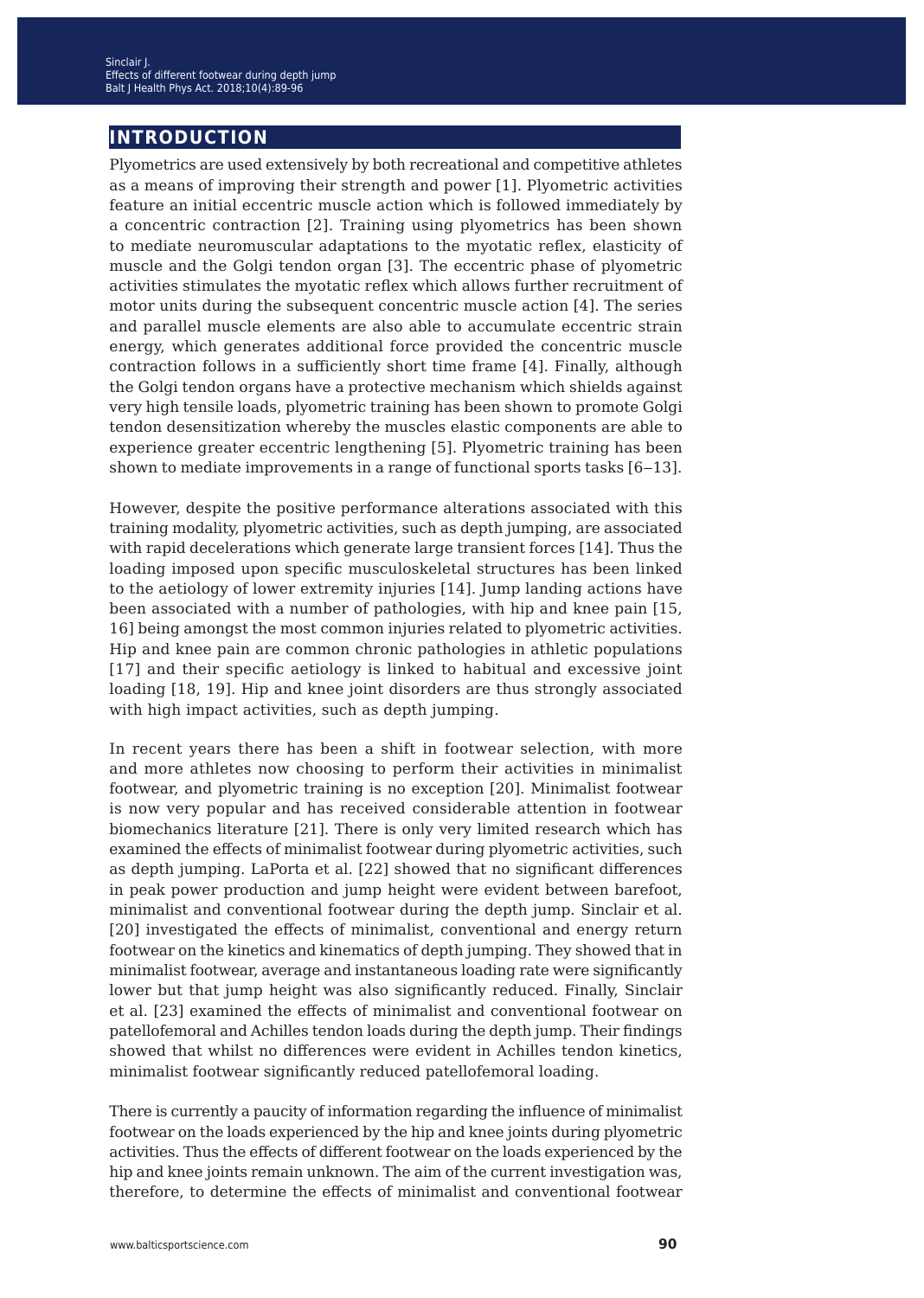# INTRODUCTION

Plyometrics are used extensively by both recreational and competitive athletes as a means of improving their strength and power [1]. Plyometric activities feature an initial eccentric muscle action which is followed immediately by a concentric contraction [2]. Training using plyometrics has been shown to mediate neuromuscular adaptations to the myotatic reflex, elasticity of muscle and the Golgi tendon organ [3]. The eccentric phase of plyometric activities stimulates the myotatic reflex which allows further recruitment of motor units during the subsequent concentric muscle action [4]. The series and parallel muscle elements are also able to accumulate eccentric strain energy, which generates additional force provided the concentric muscle contraction follows in a sufficiently short time frame [4]. Finally, although the Golgi tendon organs have a protective mechanism which shields against very high tensile loads, plyometric training has been shown to promote Golgi tendon desensitization whereby the muscles elastic components are able to experience greater eccentric lengthening [5]. Plyometric training has been shown to mediate improvements in a range of functional sports tasks [6–13].

However, despite the positive performance alterations associated with this training modality, plyometric activities, such as depth jumping, are associated with rapid decelerations which generate large transient forces [14]. Thus the loading imposed upon specific musculoskeletal structures has been linked to the aetiology of lower extremity injuries [14]. Jump landing actions have been associated with a number of pathologies, with hip and knee pain [15, 16] being amongst the most common injuries related to plyometric activities. Hip and knee pain are common chronic pathologies in athletic populations [17] and their specific aetiology is linked to habitual and excessive joint loading [18, 19]. Hip and knee joint disorders are thus strongly associated with high impact activities, such as depth jumping.

In recent years there has been a shift in footwear selection, with more and more athletes now choosing to perform their activities in minimalist footwear, and plyometric training is no exception [20]. Minimalist footwear is now very popular and has received considerable attention in footwear biomechanics literature [21]. There is only very limited research which has examined the effects of minimalist footwear during plyometric activities, such as depth jumping. LaPorta et al. [22] showed that no significant differences in peak power production and jump height were evident between barefoot, minimalist and conventional footwear during the depth jump. Sinclair et al. [20] investigated the effects of minimalist, conventional and energy return footwear on the kinetics and kinematics of depth jumping. They showed that in minimalist footwear, average and instantaneous loading rate were significantly lower but that jump height was also significantly reduced. Finally, Sinclair et al. [23] examined the effects of minimalist and conventional footwear on patellofemoral and Achilles tendon loads during the depth jump. Their findings showed that whilst no differences were evident in Achilles tendon kinetics, minimalist footwear significantly reduced patellofemoral loading.

There is currently a paucity of information regarding the influence of minimalist footwear on the loads experienced by the hip and knee joints during plyometric activities. Thus the effects of different footwear on the loads experienced by the hip and knee joints remain unknown. The aim of the current investigation was, therefore, to determine the effects of minimalist and conventional footwear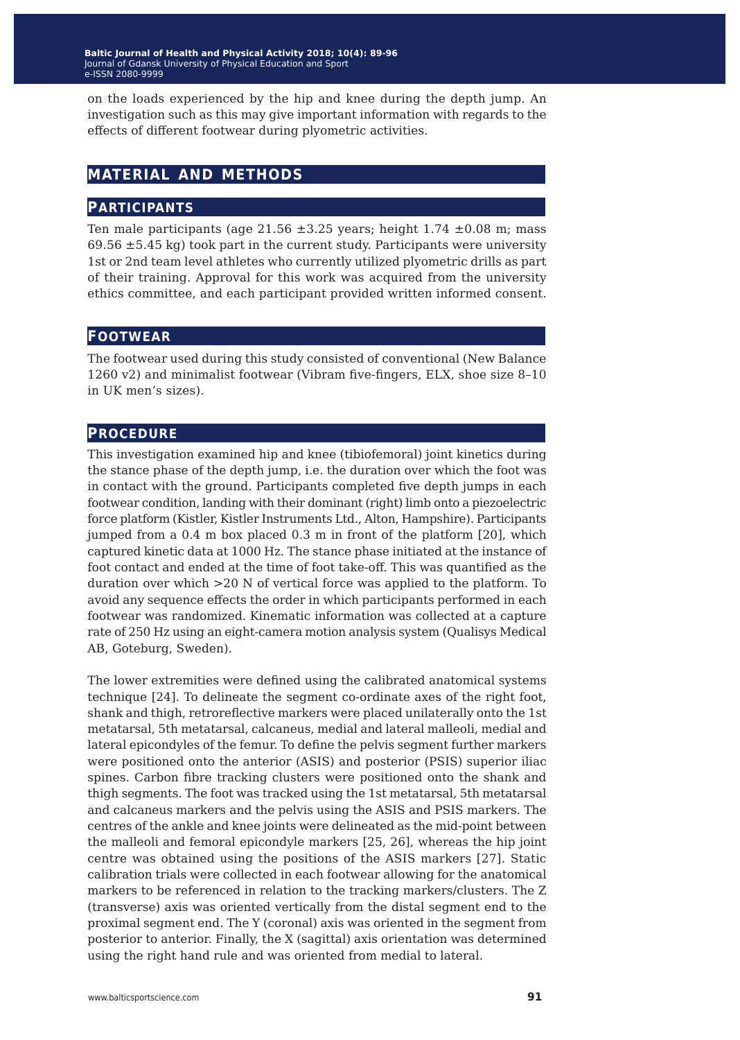on the loads experienced by the hip and knee during the depth jump. An investigation such as this may give important information with regards to the effects of different footwear during plyometric activities.

## MATERIAL AND METHODS

### PARTICIPANTS

Ten male participants (age 21.56 ±3.25 years; height 1.74 ±0.08 m; mass 69.56 ±5.45 kg) took part in the current study. Participants were university 1st or 2nd team level athletes who currently utilized plyometric drills as part of their training. Approval for this work was acquired from the university ethics committee, and each participant provided written informed consent.

### FOOTWEAR

The footwear used during this study consisted of conventional (New Balance 1260 v2) and minimalist footwear (Vibram five-fingers, ELX, shoe size 8–10 in UK men's sizes).

### PROCEDURE

This investigation examined hip and knee (tibiofemoral) joint kinetics during the stance phase of the depth jump, i.e. the duration over which the foot was in contact with the ground. Participants completed five depth jumps in each footwear condition, landing with their dominant (right) limb onto a piezoelectric force platform (Kistler, Kistler Instruments Ltd., Alton, Hampshire). Participants jumped from a 0.4 m box placed 0.3 m in front of the platform [20], which captured kinetic data at 1000 Hz. The stance phase initiated at the instance of foot contact and ended at the time of foot take-off. This was quantified as the duration over which >20 N of vertical force was applied to the platform. To avoid any sequence effects the order in which participants performed in each footwear was randomized. Kinematic information was collected at a capture rate of 250 Hz using an eight-camera motion analysis system (Qualisys Medical AB, Goteburg, Sweden).

The lower extremities were defined using the calibrated anatomical systems technique [24]. To delineate the segment co-ordinate axes of the right foot, shank and thigh, retroreflective markers were placed unilaterally onto the 1st metatarsal, 5th metatarsal, calcaneus, medial and lateral malleoli, medial and lateral epicondyles of the femur. To define the pelvis segment further markers were positioned onto the anterior (ASIS) and posterior (PSIS) superior iliac spines. Carbon fibre tracking clusters were positioned onto the shank and thigh segments. The foot was tracked using the 1st metatarsal, 5th metatarsal and calcaneus markers and the pelvis using the ASIS and PSIS markers. The centres of the ankle and knee joints were delineated as the mid-point between the malleoli and femoral epicondyle markers [25, 26], whereas the hip joint centre was obtained using the positions of the ASIS markers [27]. Static calibration trials were collected in each footwear allowing for the anatomical markers to be referenced in relation to the tracking markers/clusters. The Z (transverse) axis was oriented vertically from the distal segment end to the proximal segment end. The Y (coronal) axis was oriented in the segment from posterior to anterior. Finally, the X (sagittal) axis orientation was determined using the right hand rule and was oriented from medial to lateral.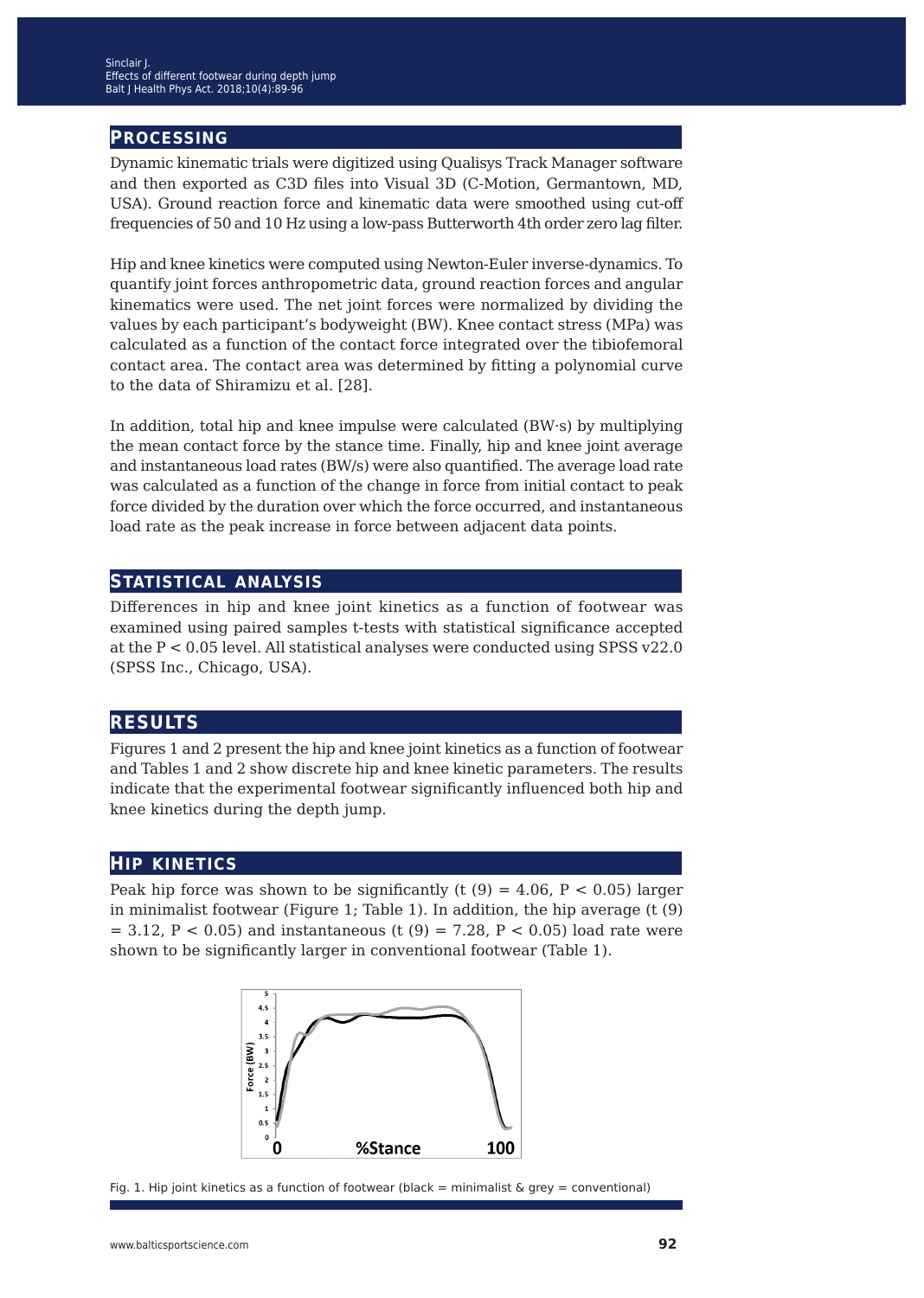## PROCESSING

Dynamic kinematic trials were digitized using Qualisys Track Manager software and then exported as C3D files into Visual 3D (C-Motion, Germantown, MD, USA). Ground reaction force and kinematic data were smoothed using cut-off frequencies of 50 and 10 Hz using a low-pass Butterworth 4th order zero lag filter.

Hip and knee kinetics were computed using Newton-Euler inverse-dynamics. To quantify joint forces anthropometric data, ground reaction forces and angular kinematics were used. The net joint forces were normalized by dividing the values by each participant's bodyweight (BW). Knee contact stress (MPa) was calculated as a function of the contact force integrated over the tibiofemoral contact area. The contact area was determined by fitting a polynomial curve to the data of Shiramizu et al. [28].

In addition, total hip and knee impulse were calculated (BW·s) by multiplying the mean contact force by the stance time. Finally, hip and knee joint average and instantaneous load rates (BW/s) were also quantified. The average load rate was calculated as a function of the change in force from initial contact to peak force divided by the duration over which the force occurred, and instantaneous load rate as the peak increase in force between adjacent data points.

## STATISTICAL ANALYSIS

Differences in hip and knee joint kinetics as a function of footwear was examined using paired samples t-tests with statistical significance accepted at the $P < 0.05$ level. All statistical analyses were conducted using SPSS v22.0 (SPSS Inc., Chicago, USA).

## RESULTS

Figures 1 and 2 present the hip and knee joint kinetics as a function of footwear and Tables 1 and 2 show discrete hip and knee kinetic parameters. The results indicate that the experimental footwear significantly influenced both hip and knee kinetics during the depth jump.

## HIP KINETICS

Peak hip force was shown to be significantly ($t(9) = 4.06$, $P < 0.05$) larger in minimalist footwear (Figure 1; Table 1). In addition, the hip average ($t(9) = 3.12$, $P < 0.05$) and instantaneous ($t(9) = 7.28$, $P < 0.05$) load rate were shown to be significantly larger in conventional footwear (Table 1).

Fig. 1. Hip joint kinetics as a function of footwear (black = minimalist & grey = conventional)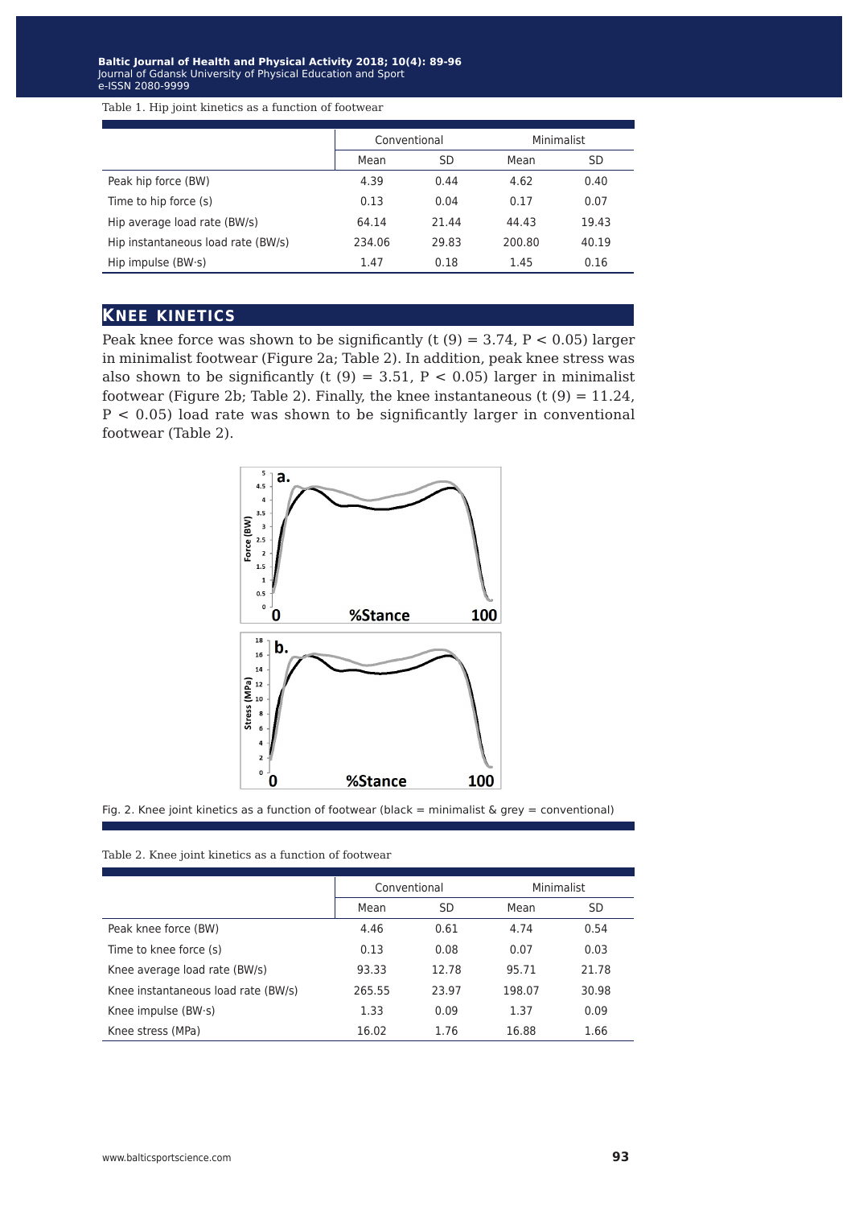Table 1. Hip joint kinetics as a function of footwear

| | Conventional | | Minimalist | |
|---|---|---|---|---|
| | Mean | SD | Mean | SD |
| Peak hip force (BW) | 4.39 | 0.44 | 4.62 | 0.40 |
| Time to hip force (s) | 0.13 | 0.04 | 0.17 | 0.07 |
| Hip average load rate (BW/s) | 64.14 | 21.44 | 44.43 | 19.43 |
| Hip instantaneous load rate (BW/s) | 234.06 | 29.83 | 200.80 | 40.19 |
| Hip impulse (BW·s) | 1.47 | 0.18 | 1.45 | 0.16 |

## Knee kinetics

Peak knee force was shown to be significantly ($t(9) = 3.74$, $P < 0.05$) larger in minimalist footwear (Figure 2a; Table 2). In addition, peak knee stress was also shown to be significantly ($t(9) = 3.51$, $P < 0.05$) larger in minimalist footwear (Figure 2b; Table 2). Finally, the knee instantaneous ($t(9) = 11.24$, $P < 0.05$) load rate was shown to be significantly larger in conventional footwear (Table 2).

Fig. 2. Knee joint kinetics as a function of footwear (black = minimalist & grey = conventional)

Table 2. Knee joint kinetics as a function of footwear

| | Conventional | | Minimalist | |
|---|---|---|---|---|
| | Mean | SD | Mean | SD |
| Peak knee force (BW) | 4.46 | 0.61 | 4.74 | 0.54 |
| Time to knee force (s) | 0.13 | 0.08 | 0.07 | 0.03 |
| Knee average load rate (BW/s) | 93.33 | 12.78 | 95.71 | 21.78 |
| Knee instantaneous load rate (BW/s) | 265.55 | 23.97 | 198.07 | 30.98 |
| Knee impulse (BW·s) | 1.33 | 0.09 | 1.37 | 0.09 |
| Knee stress (MPa) | 16.02 | 1.76 | 16.88 | 1.66 |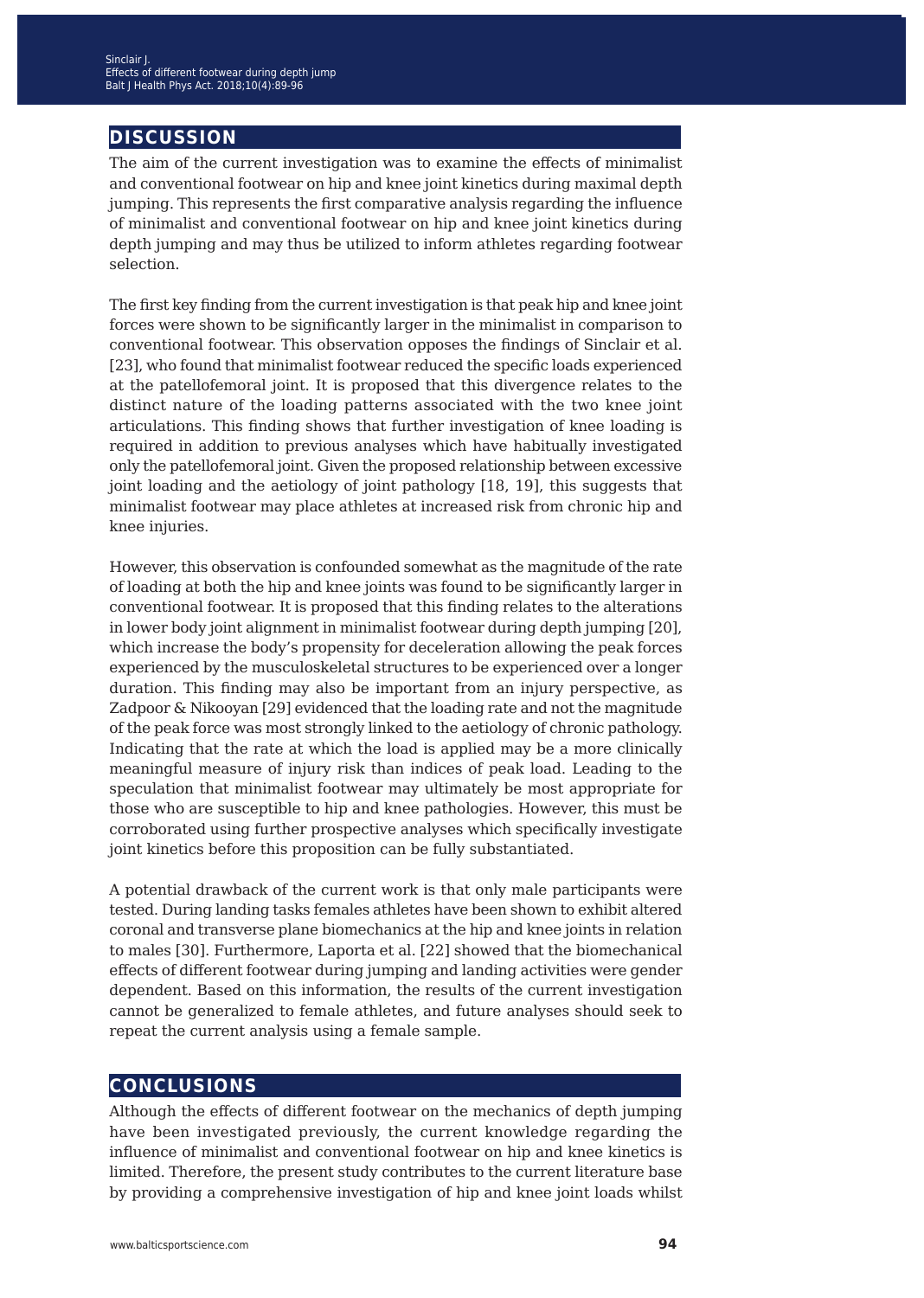## DISCUSSION

The aim of the current investigation was to examine the effects of minimalist and conventional footwear on hip and knee joint kinetics during maximal depth jumping. This represents the first comparative analysis regarding the influence of minimalist and conventional footwear on hip and knee joint kinetics during depth jumping and may thus be utilized to inform athletes regarding footwear selection.

The first key finding from the current investigation is that peak hip and knee joint forces were shown to be significantly larger in the minimalist in comparison to conventional footwear. This observation opposes the findings of Sinclair et al. [23], who found that minimalist footwear reduced the specific loads experienced at the patellofemoral joint. It is proposed that this divergence relates to the distinct nature of the loading patterns associated with the two knee joint articulations. This finding shows that further investigation of knee loading is required in addition to previous analyses which have habitually investigated only the patellofemoral joint. Given the proposed relationship between excessive joint loading and the aetiology of joint pathology [18, 19], this suggests that minimalist footwear may place athletes at increased risk from chronic hip and knee injuries.

However, this observation is confounded somewhat as the magnitude of the rate of loading at both the hip and knee joints was found to be significantly larger in conventional footwear. It is proposed that this finding relates to the alterations in lower body joint alignment in minimalist footwear during depth jumping [20], which increase the body's propensity for deceleration allowing the peak forces experienced by the musculoskeletal structures to be experienced over a longer duration. This finding may also be important from an injury perspective, as Zadpoor & Nikooyan [29] evidenced that the loading rate and not the magnitude of the peak force was most strongly linked to the aetiology of chronic pathology. Indicating that the rate at which the load is applied may be a more clinically meaningful measure of injury risk than indices of peak load. Leading to the speculation that minimalist footwear may ultimately be most appropriate for those who are susceptible to hip and knee pathologies. However, this must be corroborated using further prospective analyses which specifically investigate joint kinetics before this proposition can be fully substantiated.

A potential drawback of the current work is that only male participants were tested. During landing tasks females athletes have been shown to exhibit altered coronal and transverse plane biomechanics at the hip and knee joints in relation to males [30]. Furthermore, Laporta et al. [22] showed that the biomechanical effects of different footwear during jumping and landing activities were gender dependent. Based on this information, the results of the current investigation cannot be generalized to female athletes, and future analyses should seek to repeat the current analysis using a female sample.

## CONCLUSIONS

Although the effects of different footwear on the mechanics of depth jumping have been investigated previously, the current knowledge regarding the influence of minimalist and conventional footwear on hip and knee kinetics is limited. Therefore, the present study contributes to the current literature base by providing a comprehensive investigation of hip and knee joint loads whilst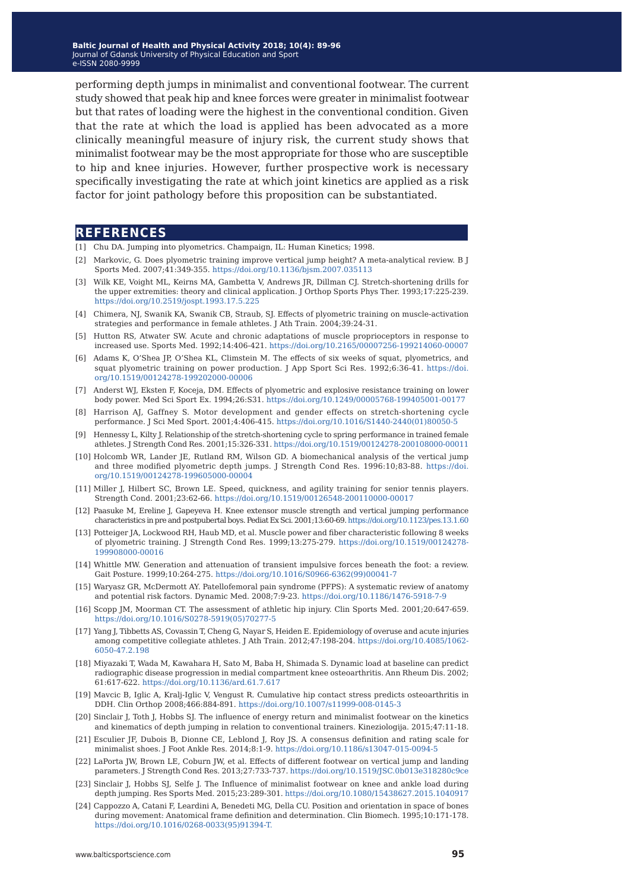performing depth jumps in minimalist and conventional footwear. The current study showed that peak hip and knee forces were greater in minimalist footwear but that rates of loading were the highest in the conventional condition. Given that the rate at which the load is applied has been advocated as a more clinically meaningful measure of injury risk, the current study shows that minimalist footwear may be the most appropriate for those who are susceptible to hip and knee injuries. However, further prospective work is necessary specifically investigating the rate at which joint kinetics are applied as a risk factor for joint pathology before this proposition can be substantiated.

## REFERENCES

[1] Chu DA. Jumping into plyometrics. Champaign, IL: Human Kinetics; 1998.

[2] Markovic, G. Does plyometric training improve vertical jump height? A meta-analytical review. B J Sports Med. 2007;41:349-355. https://doi.org/10.1136/bjsm.2007.035113

[3] Wilk KE, Voight ML, Keirns MA, Gambetta V, Andrews JR, Dillman CJ. Stretch-shortening drills for the upper extremities: theory and clinical application. J Orthop Sports Phys Ther. 1993;17:225-239. https://doi.org/10.2519/jospt.1993.17.5.225

[4] Chimera, NJ, Swanik KA, Swanik CB, Straub, SJ. Effects of plyometric training on muscle-activation strategies and performance in female athletes. J Ath Train. 2004;39:24-31.

[5] Hutton RS, Atwater SW. Acute and chronic adaptations of muscle proprioceptors in response to increased use. Sports Med. 1992;14:406-421. https://doi.org/10.2165/00007256-199214060-00007

[6] Adams K, O'Shea JP, O'Shea KL, Climstein M. The effects of six weeks of squat, plyometrics, and squat plyometric training on power production. J App Sport Sci Res. 1992;6:36-41. https://doi.org/10.1519/00124278-199202000-00006

[7] Anderst WJ, Eksten F, Koceja, DM. Effects of plyometric and explosive resistance training on lower body power. Med Sci Sport Ex. 1994;26:S31. https://doi.org/10.1249/00005768-199405001-00177

[8] Harrison AJ, Gaffney S. Motor development and gender effects on stretch-shortening cycle performance. J Sci Med Sport. 2001;4:406-415. https://doi.org/10.1016/S1440-2440(01)80050-5

[9] Hennessy L, Kilty J. Relationship of the stretch-shortening cycle to spring performance in trained female athletes. J Strength Cond Res. 2001;15:326-331. https://doi.org/10.1519/00124278-200108000-00011

[10] Holcomb WR, Lander JE, Rutland RM, Wilson GD. A biomechanical analysis of the vertical jump and three modified plyometric depth jumps. J Strength Cond Res. 1996:10;83-88. https://doi.org/10.1519/00124278-199605000-00004

[11] Miller J, Hilbert SC, Brown LE. Speed, quickness, and agility training for senior tennis players. Strength Cond. 2001;23:62-66. https://doi.org/10.1519/00126548-200110000-00017

[12] Paasuke M, Ereline J, Gapeyeva H. Knee extensor muscle strength and vertical jumping performance characteristics in pre and postpubertal boys. Pediat Ex Sci. 2001;13:60-69. https://doi.org/10.1123/pes.13.1.60

[13] Potteiger JA, Lockwood RH, Haub MD, et al. Muscle power and fiber characteristic following 8 weeks of plyometric training. J Strength Cond Res. 1999;13:275-279. https://doi.org/10.1519/00124278-199908000-00016

[14] Whittle MW. Generation and attenuation of transient impulsive forces beneath the foot: a review. Gait Posture. 1999;10:264-275. https://doi.org/10.1016/S0966-6362(99)00041-7

[15] Waryasz GR, McDermott AY. Patellofemoral pain syndrome (PFPS): A systematic review of anatomy and potential risk factors. Dynamic Med. 2008;7:9-23. https://doi.org/10.1186/1476-5918-7-9

[16] Scopp JM, Moorman CT. The assessment of athletic hip injury. Clin Sports Med. 2001;20:647-659. https://doi.org/10.1016/S0278-5919(05)70277-5

[17] Yang J, Tibbetts AS, Covassin T, Cheng G, Nayar S, Heiden E. Epidemiology of overuse and acute injuries among competitive collegiate athletes. J Ath Train. 2012;47:198-204. https://doi.org/10.4085/1062-6050-47.2.198

[18] Miyazaki T, Wada M, Kawahara H, Sato M, Baba H, Shimada S. Dynamic load at baseline can predict radiographic disease progression in medial compartment knee osteoarthritis. Ann Rheum Dis. 2002; 61:617-622. https://doi.org/10.1136/ard.61.7.617

[19] Mavcic B, Iglic A, Kralj-Iglic V, Vengust R. Cumulative hip contact stress predicts osteoarthritis in DDH. Clin Orthop 2008;466:884-891. https://doi.org/10.1007/s11999-008-0145-3

[20] Sinclair J, Toth J, Hobbs SJ. The influence of energy return and minimalist footwear on the kinetics and kinematics of depth jumping in relation to conventional trainers. Kineziologija. 2015;47:11-18.

[21] Esculier JF, Dubois B, Dionne CE, Leblond J, Roy JS. A consensus definition and rating scale for minimalist shoes. J Foot Ankle Res. 2014;8:1-9. https://doi.org/10.1186/s13047-015-0094-5

[22] LaPorta JW, Brown LE, Coburn JW, et al. Effects of different footwear on vertical jump and landing parameters. J Strength Cond Res. 2013;27:733-737. https://doi.org/10.1519/JSC.0b013e318280c9ce

[23] Sinclair J, Hobbs SJ, Selfe J. The Influence of minimalist footwear on knee and ankle load during depth jumping. Res Sports Med. 2015;23:289-301. https://doi.org/10.1080/15438627.2015.1040917

[24] Cappozzo A, Catani F, Leardini A, Benedeti MG, Della CU. Position and orientation in space of bones during movement: Anatomical frame definition and determination. Clin Biomech. 1995;10:171-178. https://doi.org/10.1016/0268-0033(95)91394-T.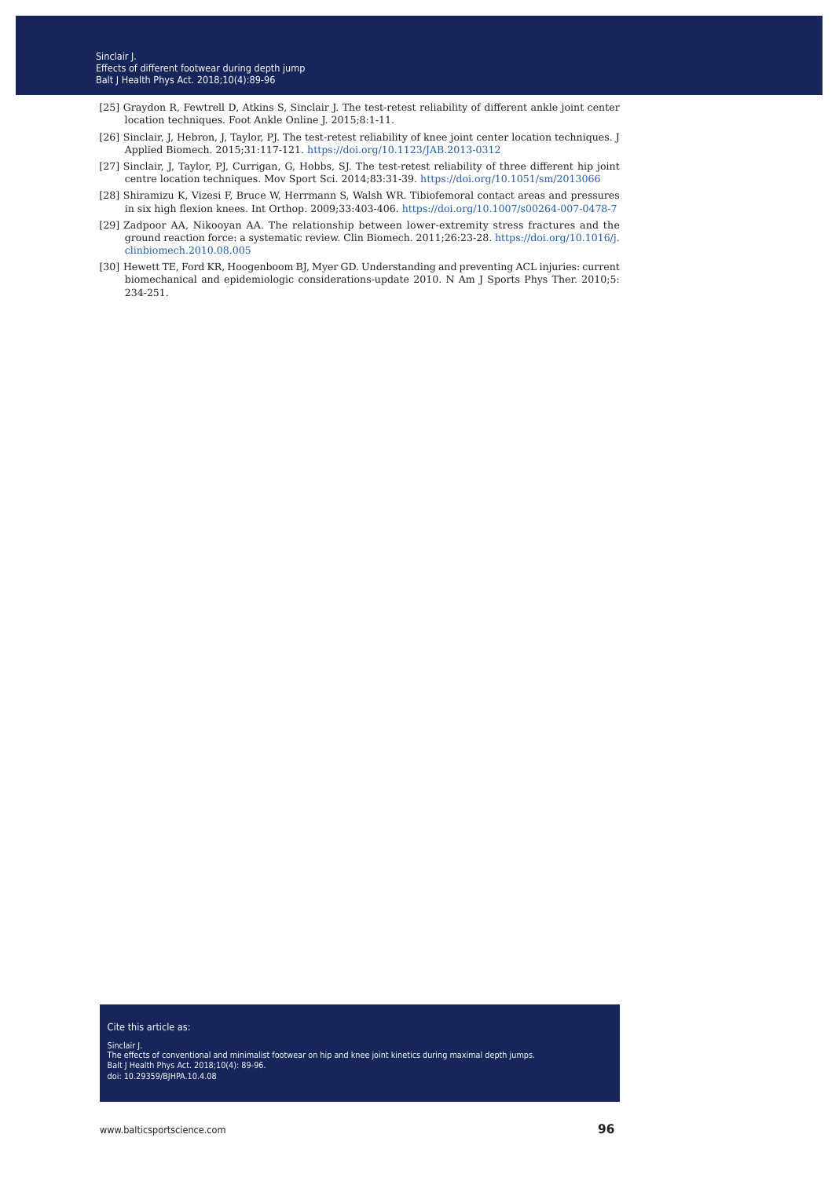[25] Graydon R, Fewtrell D, Atkins S, Sinclair J. The test-retest reliability of different ankle joint center location techniques. Foot Ankle Online J. 2015;8:1-11.

[26] Sinclair, J, Hebron, J, Taylor, PJ. The test-retest reliability of knee joint center location techniques. J Applied Biomech. 2015;31:117-121. https://doi.org/10.1123/JAB.2013-0312

[27] Sinclair, J, Taylor, PJ, Currigan, G, Hobbs, SJ. The test-retest reliability of three different hip joint centre location techniques. Mov Sport Sci. 2014;83:31-39. https://doi.org/10.1051/sm/2013066

[28] Shiramizu K, Vizesi F, Bruce W, Herrmann S, Walsh WR. Tibiofemoral contact areas and pressures in six high flexion knees. Int Orthop. 2009;33:403-406. https://doi.org/10.1007/s00264-007-0478-7

[29] Zadpoor AA, Nikooyan AA. The relationship between lower-extremity stress fractures and the ground reaction force: a systematic review. Clin Biomech. 2011;26:23-28. https://doi.org/10.1016/j.clinbiomech.2010.08.005

[30] Hewett TE, Ford KR, Hoogenboom BJ, Myer GD. Understanding and preventing ACL injuries: current biomechanical and epidemiologic considerations-update 2010. N Am J Sports Phys Ther. 2010;5: 234-251.

Cite this article as:

Sinclair J.
The effects of conventional and minimalist footwear on hip and knee joint kinetics during maximal depth jumps.
Balt J Health Phys Act. 2018;10(4): 89-96.
doi: 10.29359/BJHPA.10.4.08